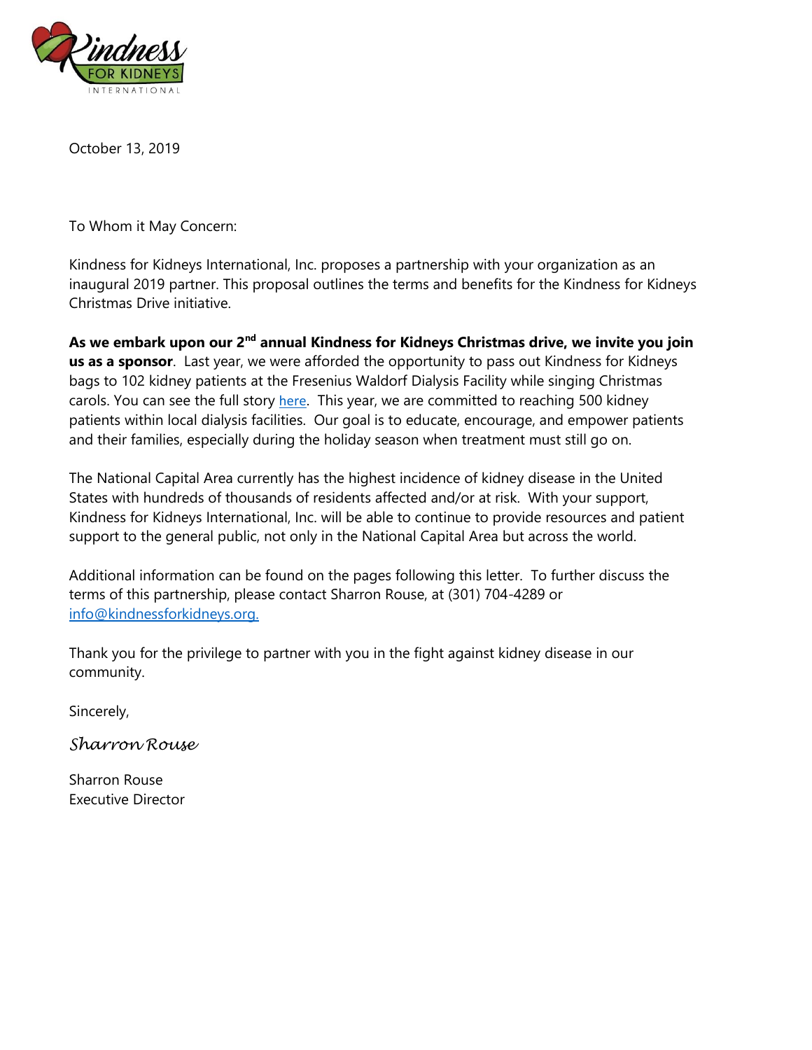October 13, 2019

To Whom it May Concern:

Kindness for Kidneys International, Inc. proposes a partnership with your organization as an inaugural 2019 partner. This proposal outlines the terms and benefits for the Kindness for Kidneys Christmas Drive initiative.

**As we embark upon our 2nd annual Kindness for Kidneys Christmas drive, we invite you join us as a sponsor**. Last year, we were afforded the opportunity to pass out Kindness for Kidneys bags to 102 kidney patients at the Fresenius Waldorf Dialysis Facility while singing Christmas carols. You can see the full story here. This year, we are committed to reaching 500 kidney patients within local dialysis facilities. Our goal is to educate, encourage, and empower patients and their families, especially during the holiday season when treatment must still go on.

The National Capital Area currently has the highest incidence of kidney disease in the United States with hundreds of thousands of residents affected and/or at risk. With your support, Kindness for Kidneys International, Inc. will be able to continue to provide resources and patient support to the general public, not only in the National Capital Area but across the world.

Additional information can be found on the pages following this letter. To further discuss the terms of this partnership, please contact Sharron Rouse, at (301) 704-4289 or info@kindnessforkidneys.org.

Thank you for the privilege to partner with you in the fight against kidney disease in our community.

Sincerely,

*Sharron Rouse*

Sharron Rouse
Executive Director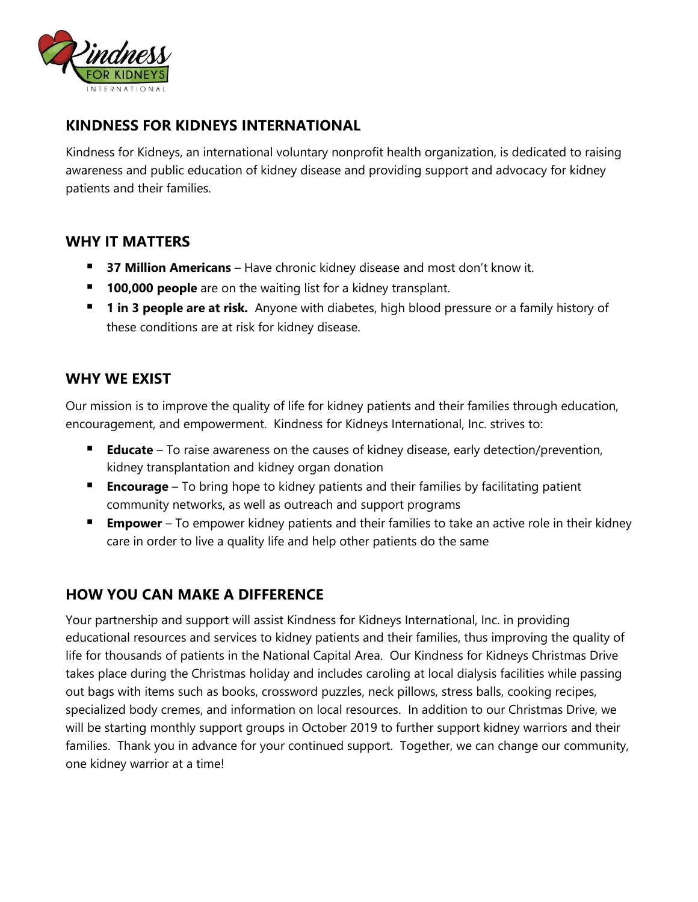## KINDNESS FOR KIDNEYS INTERNATIONAL

Kindness for Kidneys, an international voluntary nonprofit health organization, is dedicated to raising awareness and public education of kidney disease and providing support and advocacy for kidney patients and their families.

## WHY IT MATTERS

- **37 Million Americans** – Have chronic kidney disease and most don't know it.
- **100,000 people** are on the waiting list for a kidney transplant.
- **1 in 3 people are at risk.** Anyone with diabetes, high blood pressure or a family history of these conditions are at risk for kidney disease.

## WHY WE EXIST

Our mission is to improve the quality of life for kidney patients and their families through education, encouragement, and empowerment. Kindness for Kidneys International, Inc. strives to:

- **Educate** – To raise awareness on the causes of kidney disease, early detection/prevention, kidney transplantation and kidney organ donation
- **Encourage** – To bring hope to kidney patients and their families by facilitating patient community networks, as well as outreach and support programs
- **Empower** – To empower kidney patients and their families to take an active role in their kidney care in order to live a quality life and help other patients do the same

## HOW YOU CAN MAKE A DIFFERENCE

Your partnership and support will assist Kindness for Kidneys International, Inc. in providing educational resources and services to kidney patients and their families, thus improving the quality of life for thousands of patients in the National Capital Area. Our Kindness for Kidneys Christmas Drive takes place during the Christmas holiday and includes caroling at local dialysis facilities while passing out bags with items such as books, crossword puzzles, neck pillows, stress balls, cooking recipes, specialized body cremes, and information on local resources. In addition to our Christmas Drive, we will be starting monthly support groups in October 2019 to further support kidney warriors and their families. Thank you in advance for your continued support. Together, we can change our community, one kidney warrior at a time!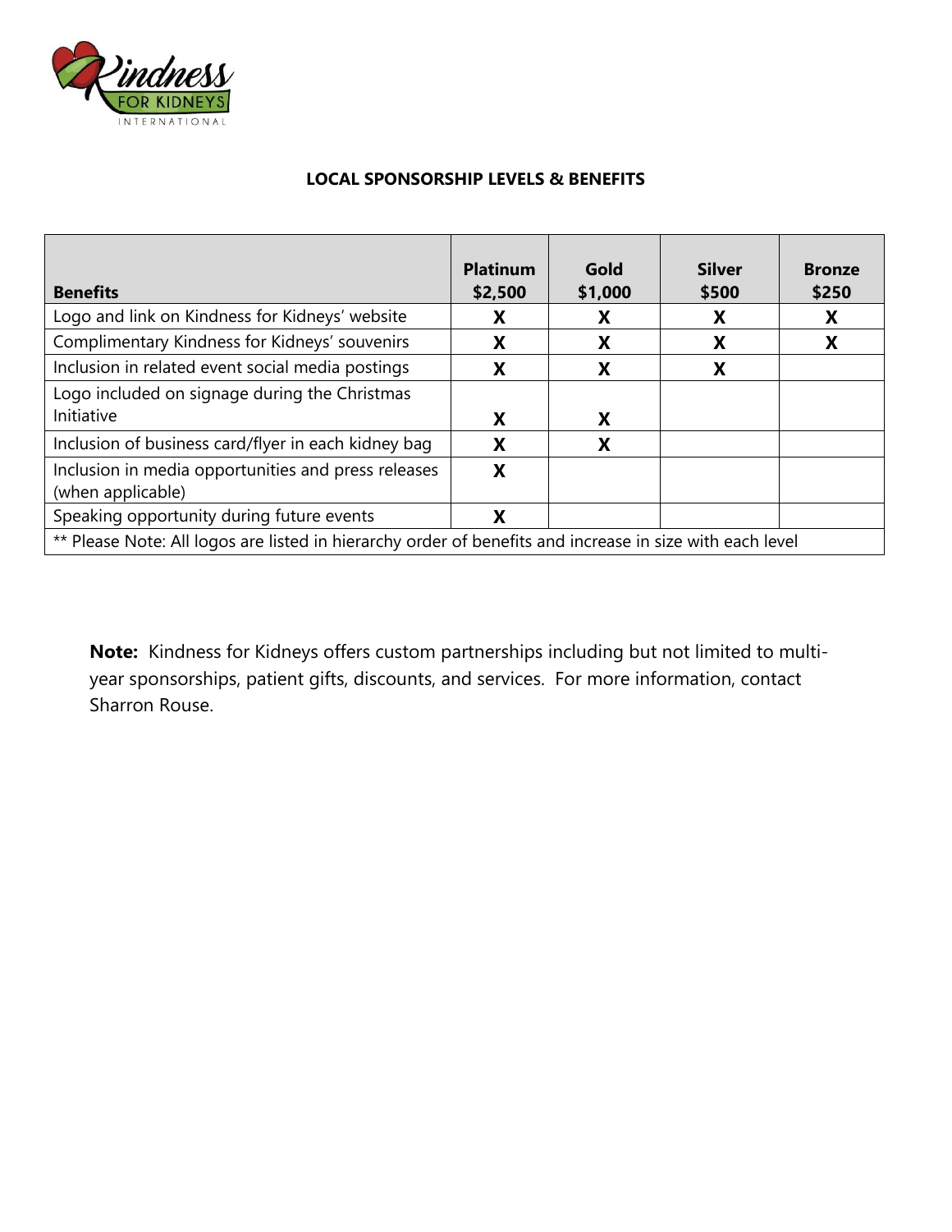## LOCAL SPONSORSHIP LEVELS & BENEFITS

| Benefits | Platinum $2,500 | Gold $1,000 | Silver $500 | Bronze $250 |
|---|---|---|---|---|
| Logo and link on Kindness for Kidneys' website | X | X | X | X |
| Complimentary Kindness for Kidneys' souvenirs | X | X | X | X |
| Inclusion in related event social media postings | X | X | X | |
| Logo included on signage during the Christmas Initiative | X | X | | |
| Inclusion of business card/flyer in each kidney bag | X | X | | |
| Inclusion in media opportunities and press releases (when applicable) | X | | | |
| Speaking opportunity during future events | X | | | |
| ** Please Note: All logos are listed in hierarchy order of benefits and increase in size with each level | | | | |

**Note:** Kindness for Kidneys offers custom partnerships including but not limited to multi-year sponsorships, patient gifts, discounts, and services. For more information, contact Sharron Rouse.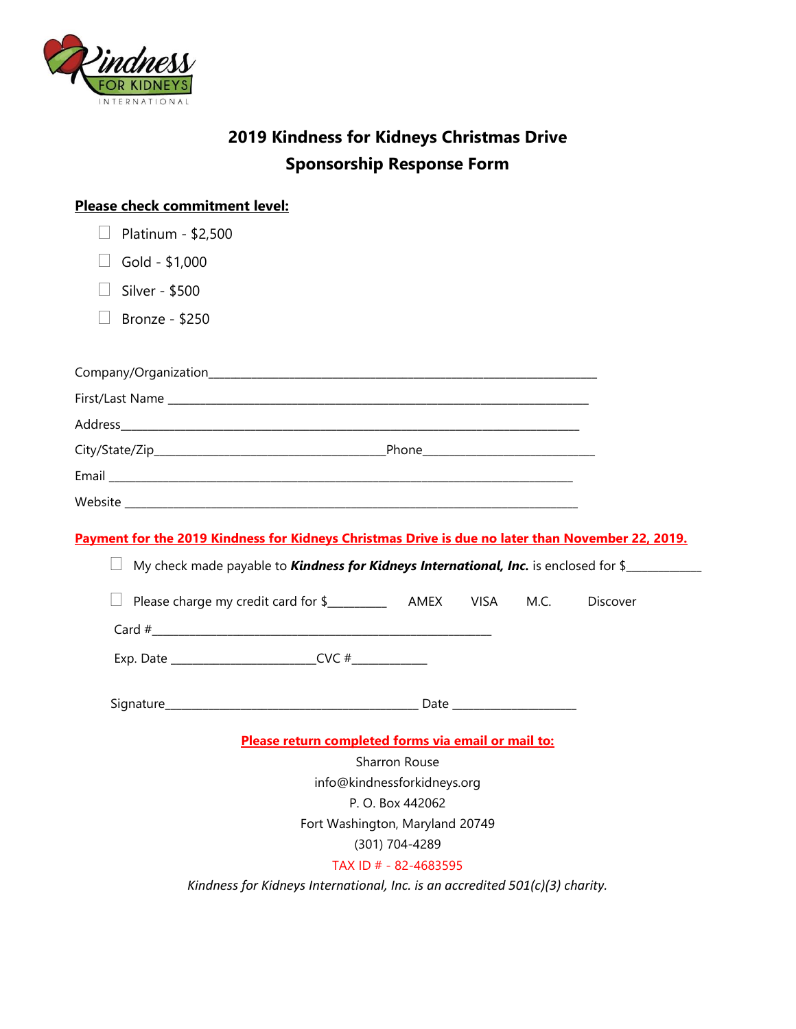# 2019 Kindness for Kidneys Christmas Drive

## Sponsorship Response Form

**Please check commitment level:**

- ☐ Platinum - $2,500
- ☐ Gold - $1,000
- ☐ Silver - $500
- ☐ Bronze - $250

Company/Organization_______________________________________________

First/Last Name _______________________________________________

Address_______________________________________________

City/State/Zip_________________________Phone__________________

Email _______________________________________________

Website _______________________________________________

**Payment for the 2019 Kindness for Kidneys Christmas Drive is due no later than November 22, 2019.**

☐ My check made payable to ***Kindness for Kidneys International, Inc.*** is enclosed for $____________

☐ Please charge my credit card for $_________ AMEX VISA M.C. Discover

Card #_______________________________________________

Exp. Date _______________________CVC #____________

Signature_________________________________________ Date ____________________

**Please return completed forms via email or mail to:**

Sharron Rouse
info@kindnessforkidneys.org
P. O. Box 442062
Fort Washington, Maryland 20749
(301) 704-4289
TAX ID # - 82-4683595

*Kindness for Kidneys International, Inc. is an accredited 501(c)(3) charity.*